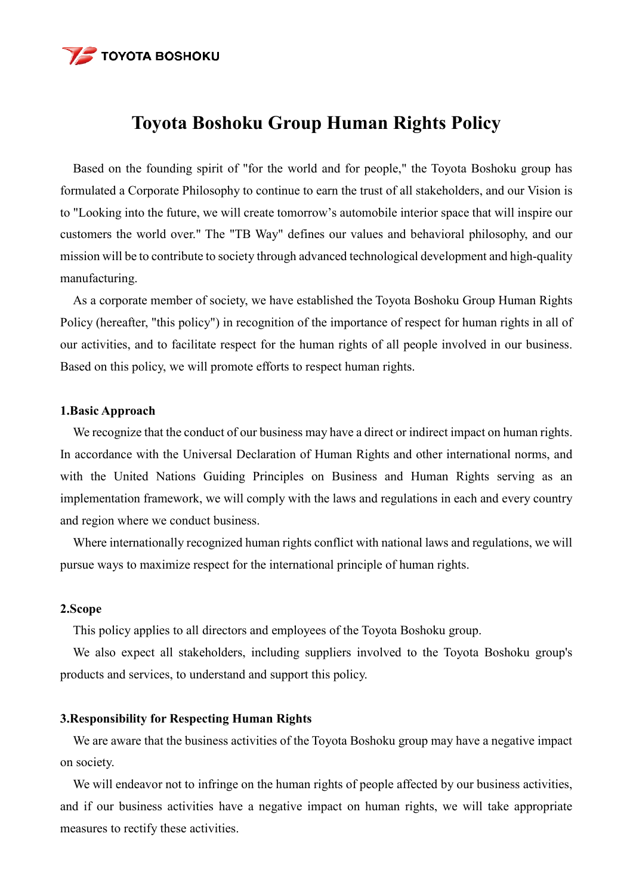# Toyota Boshoku Group Human Rights Policy

Based on the founding spirit of "for the world and for people," the Toyota Boshoku group has formulated a Corporate Philosophy to continue to earn the trust of all stakeholders, and our Vision is to "Looking into the future, we will create tomorrow's automobile interior space that will inspire our customers the world over." The "TB Way" defines our values and behavioral philosophy, and our mission will be to contribute to society through advanced technological development and high-quality manufacturing.

As a corporate member of society, we have established the Toyota Boshoku Group Human Rights Policy (hereafter, "this policy") in recognition of the importance of respect for human rights in all of our activities, and to facilitate respect for the human rights of all people involved in our business. Based on this policy, we will promote efforts to respect human rights.

## 1.Basic Approach

We recognize that the conduct of our business may have a direct or indirect impact on human rights. In accordance with the Universal Declaration of Human Rights and other international norms, and with the United Nations Guiding Principles on Business and Human Rights serving as an implementation framework, we will comply with the laws and regulations in each and every country and region where we conduct business.

Where internationally recognized human rights conflict with national laws and regulations, we will pursue ways to maximize respect for the international principle of human rights.

## 2.Scope

This policy applies to all directors and employees of the Toyota Boshoku group.

We also expect all stakeholders, including suppliers involved to the Toyota Boshoku group's products and services, to understand and support this policy.

## 3.Responsibility for Respecting Human Rights

We are aware that the business activities of the Toyota Boshoku group may have a negative impact on society.

We will endeavor not to infringe on the human rights of people affected by our business activities, and if our business activities have a negative impact on human rights, we will take appropriate measures to rectify these activities.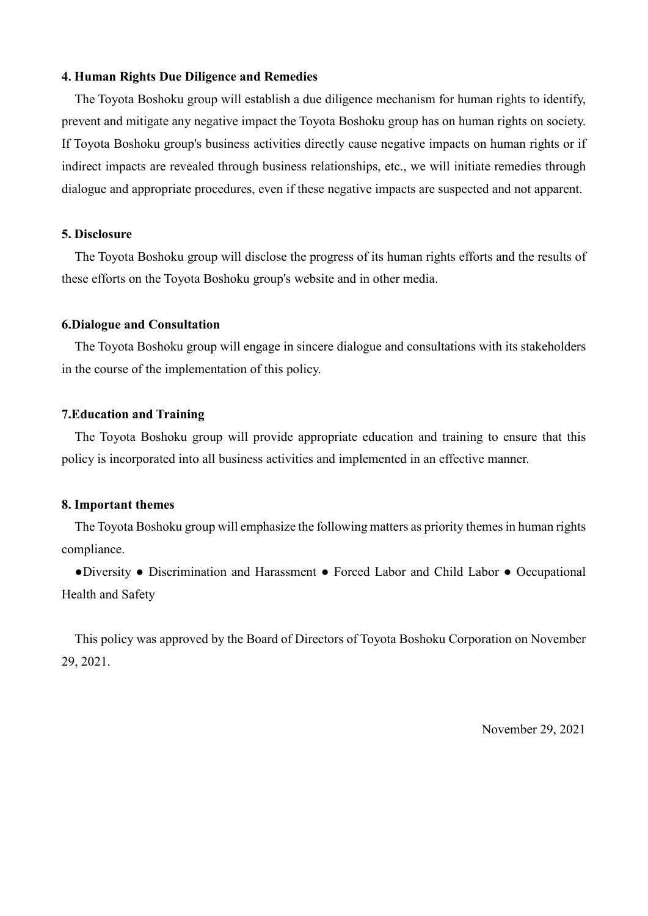**4. Human Rights Due Diligence and Remedies**

The Toyota Boshoku group will establish a due diligence mechanism for human rights to identify, prevent and mitigate any negative impact the Toyota Boshoku group has on human rights on society. If Toyota Boshoku group's business activities directly cause negative impacts on human rights or if indirect impacts are revealed through business relationships, etc., we will initiate remedies through dialogue and appropriate procedures, even if these negative impacts are suspected and not apparent.

**5. Disclosure**

The Toyota Boshoku group will disclose the progress of its human rights efforts and the results of these efforts on the Toyota Boshoku group's website and in other media.

**6.Dialogue and Consultation**

The Toyota Boshoku group will engage in sincere dialogue and consultations with its stakeholders in the course of the implementation of this policy.

**7.Education and Training**

The Toyota Boshoku group will provide appropriate education and training to ensure that this policy is incorporated into all business activities and implemented in an effective manner.

**8. Important themes**

The Toyota Boshoku group will emphasize the following matters as priority themes in human rights compliance.

●Diversity ● Discrimination and Harassment ● Forced Labor and Child Labor ● Occupational Health and Safety

This policy was approved by the Board of Directors of Toyota Boshoku Corporation on November 29, 2021.

November 29, 2021